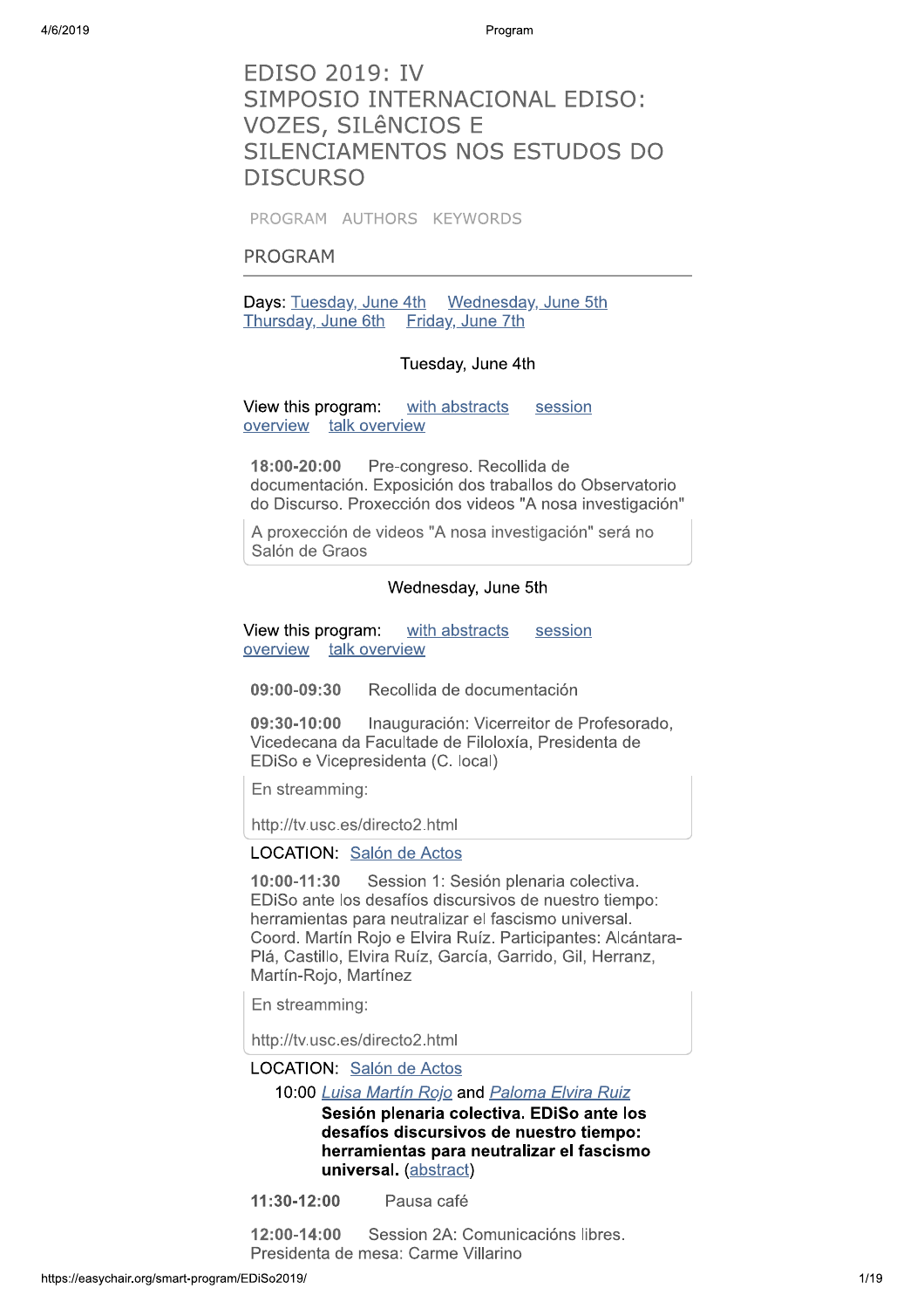# EDISO 2019: IV SIMPOSIO INTERNACIONAL EDISO: VOZES, SILêNCIOS E SILENCIAMENTOS NOS ESTUDOS DO DISCURSO

PROGRAM AUTHORS KEYWORDS

## PROGRAM

Days: Tuesday, June 4th Wednesday, June 5th Thursday, June 6th Friday, June 7th

### Tuesday, June 4th

View this program: with abstracts session overview talk overview

**18:00-20:00** Pre-congreso. Recollida de documentación. Exposición dos traballos do Observatorio do Discurso. Proxección dos videos "A nosa investigación"

A proxección de videos "A nosa investigación" será no Salón de Graos

### Wednesday, June 5th

View this program: with abstracts session overview talk overview

**09:00-09:30** Recollida de documentación

**09:30-10:00** Inauguración: Vicerreitor de Profesorado, Vicedecana da Facultade de Filoloxía, Presidenta de EDiSo e Vicepresidenta (C. local)

En streamming:

http://tv.usc.es/directo2.html

LOCATION: Salón de Actos

**10:00-11:30** Session 1: Sesión plenaria colectiva. EDiSo ante los desafíos discursivos de nuestro tiempo: herramientas para neutralizar el fascismo universal. Coord. Martín Rojo e Elvira Ruíz. Participantes: Alcántara-Plá, Castillo, Elvira Ruíz, García, Garrido, Gil, Herranz, Martín-Rojo, Martínez

En streamming:

http://tv.usc.es/directo2.html

LOCATION: Salón de Actos

10:00 *Luisa Martín Rojo* and *Paloma Elvira Ruiz*
**Sesión plenaria colectiva. EDiSo ante los desafíos discursivos de nuestro tiempo: herramientas para neutralizar el fascismo universal.** (abstract)

**11:30-12:00** Pausa café

**12:00-14:00** Session 2A: Comunicacións libres. Presidenta de mesa: Carme Villarino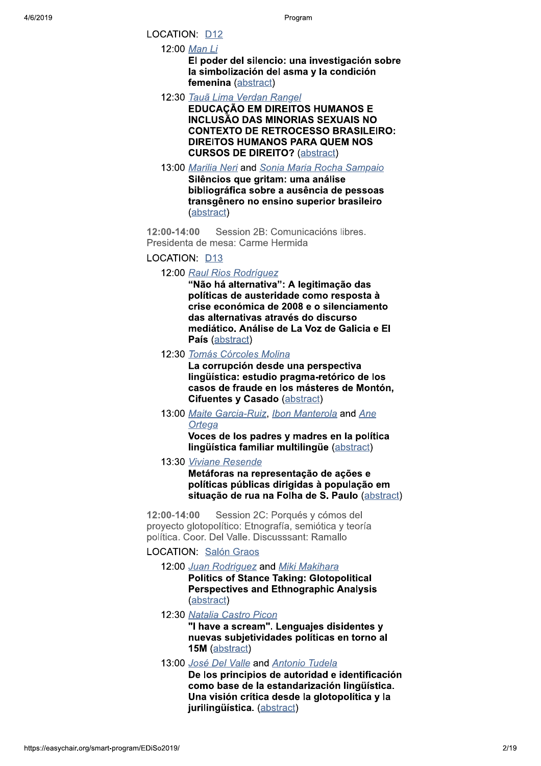LOCATION: D12

12:00 *Man Li*
**El poder del silencio: una investigación sobre la simbolización del asma y la condición femenina** (abstract)

12:30 *Tauã Lima Verdan Rangel*
**EDUCAÇÃO EM DIREITOS HUMANOS E INCLUSÃO DAS MINORIAS SEXUAIS NO CONTEXTO DE RETROCESSO BRASILEIRO: DIREITOS HUMANOS PARA QUEM NOS CURSOS DE DIREITO?** (abstract)

13:00 *Marilia Neri* and *Sonia Maria Rocha Sampaio*
**Silêncios que gritam: uma análise bibliográfica sobre a ausência de pessoas transgênero no ensino superior brasileiro** (abstract)

**12:00-14:00** Session 2B: Comunicacións libres. Presidenta de mesa: Carme Hermida

LOCATION: D13

12:00 *Raul Rios Rodríguez*
**"Não há alternativa": A legitimação das políticas de austeridade como resposta à crise económica de 2008 e o silenciamento das alternativas através do discurso mediático. Análise de La Voz de Galicia e El País** (abstract)

12:30 *Tomás Córcoles Molina*
**La corrupción desde una perspectiva lingüística: estudio pragma-retórico de los casos de fraude en los másteres de Montón, Cifuentes y Casado** (abstract)

13:00 *Maite Garcia-Ruiz*, *Ibon Manterola* and *Ane Ortega*
**Voces de los padres y madres en la política lingüística familiar multilingüe** (abstract)

13:30 *Viviane Resende*
**Metáforas na representação de ações e políticas públicas dirigidas à população em situação de rua na Folha de S. Paulo** (abstract)

**12:00-14:00** Session 2C: Porqués y cómos del proyecto glotopolítico: Etnografía, semiótica y teoría política. Coor. Del Valle. Discusssant: Ramallo

LOCATION: Salón Graos

12:00 *Juan Rodriguez* and *Miki Makihara*
**Politics of Stance Taking: Glotopolitical Perspectives and Ethnographic Analysis** (abstract)

12:30 *Natalia Castro Picon*
**"I have a scream". Lenguajes disidentes y nuevas subjetividades políticas en torno al 15M** (abstract)

13:00 *José Del Valle* and *Antonio Tudela*
**De los principios de autoridad e identificación como base de la estandarización lingüística. Una visión crítica desde la glotopolítica y la jurilingüística.** (abstract)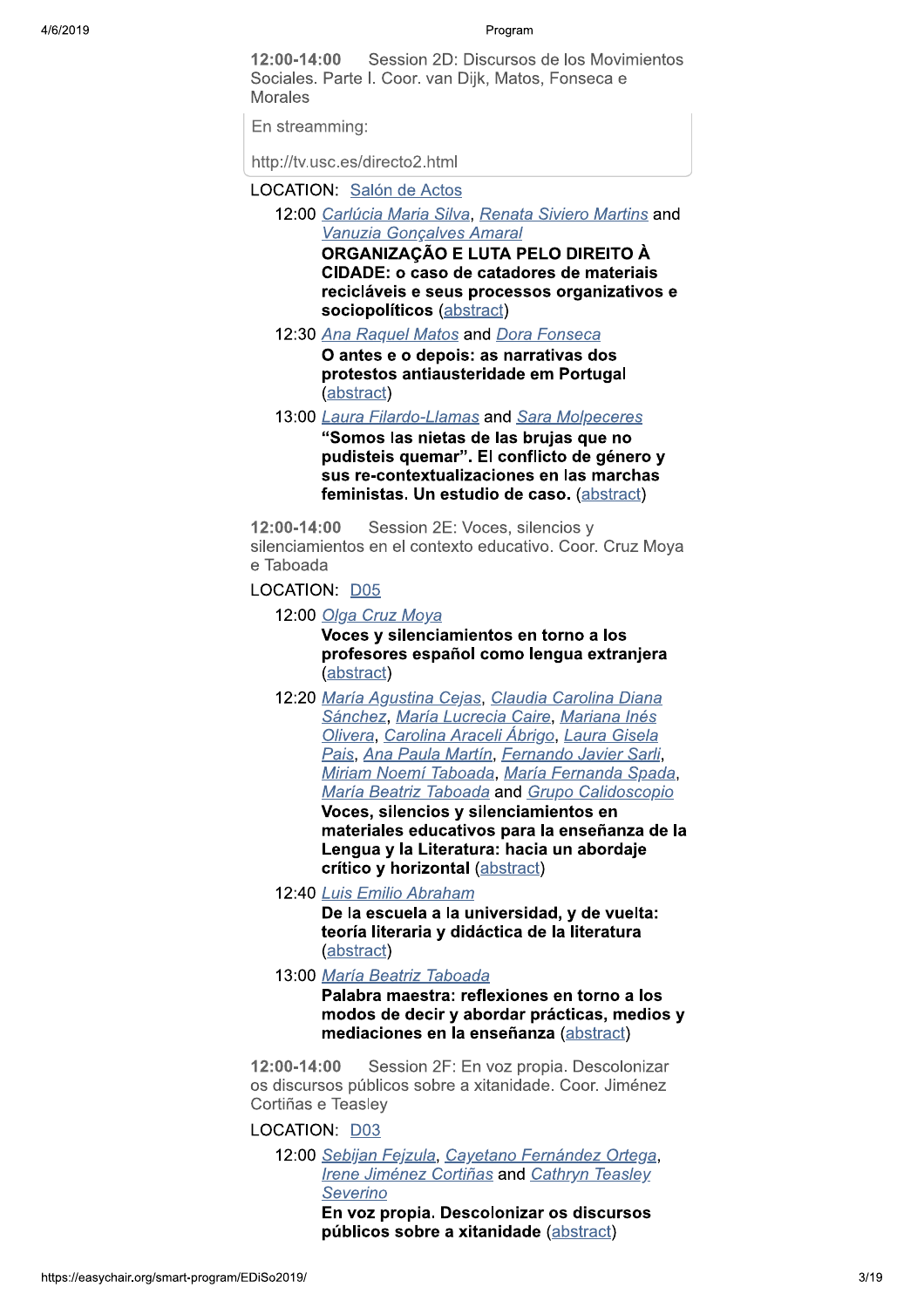**12:00-14:00** Session 2D: Discursos de los Movimientos Sociales. Parte I. Coor. van Dijk, Matos, Fonseca e Morales

En streamming:

http://tv.usc.es/directo2.html

LOCATION: Salón de Actos

12:00 *Carlúcia Maria Silva*, *Renata Siviero Martins* and *Vanuzia Gonçalves Amaral*
**ORGANIZAÇÃO E LUTA PELO DIREITO À CIDADE: o caso de catadores de materiais recicláveis e seus processos organizativos e sociopolíticos** (abstract)

12:30 *Ana Raquel Matos* and *Dora Fonseca*
**O antes e o depois: as narrativas dos protestos antiausteridade em Portugal** (abstract)

13:00 *Laura Filardo-Llamas* and *Sara Molpeceres*
**"Somos las nietas de las brujas que no pudisteis quemar". El conflicto de género y sus re-contextualizaciones en las marchas feministas. Un estudio de caso.** (abstract)

**12:00-14:00** Session 2E: Voces, silencios y silenciamientos en el contexto educativo. Coor. Cruz Moya e Taboada

LOCATION: D05

12:00 *Olga Cruz Moya*
**Voces y silenciamientos en torno a los profesores español como lengua extranjera** (abstract)

12:20 *María Agustina Cejas*, *Claudia Carolina Diana Sánchez*, *María Lucrecia Caire*, *Mariana Inés Olivera*, *Carolina Araceli Ábrigo*, *Laura Gisela Pais*, *Ana Paula Martín*, *Fernando Javier Sarli*, *Miriam Noemí Taboada*, *María Fernanda Spada*, *María Beatriz Taboada* and *Grupo Calidoscopio*
**Voces, silencios y silenciamientos en materiales educativos para la enseñanza de la Lengua y la Literatura: hacia un abordaje crítico y horizontal** (abstract)

12:40 *Luis Emilio Abraham*
**De la escuela a la universidad, y de vuelta: teoría literaria y didáctica de la literatura** (abstract)

13:00 *María Beatriz Taboada*
**Palabra maestra: reflexiones en torno a los modos de decir y abordar prácticas, medios y mediaciones en la enseñanza** (abstract)

**12:00-14:00** Session 2F: En voz propia. Descolonizar os discursos públicos sobre a xitanidade. Coor. Jiménez Cortiñas e Teasley

LOCATION: D03

12:00 *Sebijan Fejzula*, *Cayetano Fernández Ortega*, *Irene Jiménez Cortiñas* and *Cathryn Teasley Severino*
**En voz propia. Descolonizar os discursos públicos sobre a xitanidade** (abstract)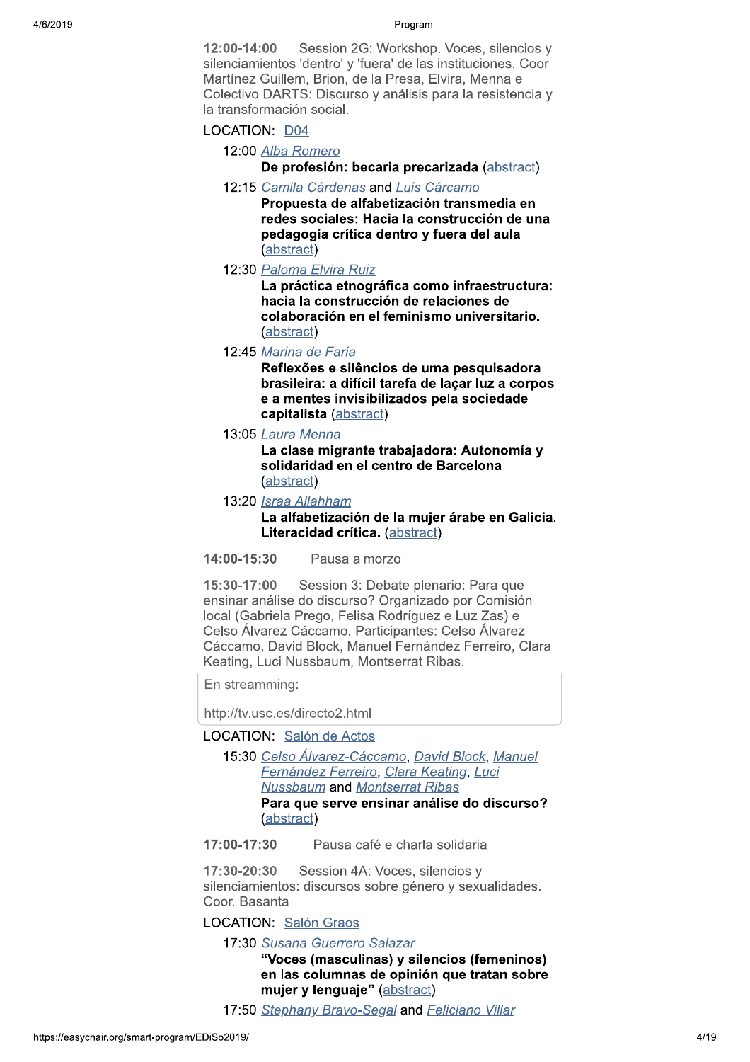**12:00-14:00** Session 2G: Workshop. Voces, silencios y silenciamientos 'dentro' y 'fuera' de las instituciones. Coor. Martínez Guillem, Brion, de la Presa, Elvira, Menna e Colectivo DARTS: Discurso y análisis para la resistencia y la transformación social.

LOCATION: D04

12:00 *Alba Romero*
**De profesión: becaria precarizada** (abstract)

12:15 *Camila Cárdenas* and *Luis Cárcamo*
**Propuesta de alfabetización transmedia en redes sociales: Hacia la construcción de una pedagogía crítica dentro y fuera del aula** (abstract)

12:30 *Paloma Elvira Ruiz*
**La práctica etnográfica como infraestructura: hacia la construcción de relaciones de colaboración en el feminismo universitario.** (abstract)

12:45 *Marina de Faria*
**Reflexões e silêncios de uma pesquisadora brasileira: a difícil tarefa de laçar luz a corpos e a mentes invisibilizados pela sociedade capitalista** (abstract)

13:05 *Laura Menna*
**La clase migrante trabajadora: Autonomía y solidaridad en el centro de Barcelona** (abstract)

13:20 *Israa Allahham*
**La alfabetización de la mujer árabe en Galicia. Literacidad crítica.** (abstract)

**14:00-15:30** Pausa almorzo

**15:30-17:00** Session 3: Debate plenario: Para que ensinar análise do discurso? Organizado por Comisión local (Gabriela Prego, Felisa Rodríguez e Luz Zas) e Celso Álvarez Cáccamo. Participantes: Celso Álvarez Cáccamo, David Block, Manuel Fernández Ferreiro, Clara Keating, Luci Nussbaum, Montserrat Ribas.

En streamming:

http://tv.usc.es/directo2.html

LOCATION: Salón de Actos

15:30 *Celso Álvarez-Cáccamo*, *David Block*, *Manuel Fernández Ferreiro*, *Clara Keating*, *Luci Nussbaum* and *Montserrat Ribas*
**Para que serve ensinar análise do discurso?** (abstract)

**17:00-17:30** Pausa café e charla solidaria

**17:30-20:30** Session 4A: Voces, silencios y silenciamientos: discursos sobre género y sexualidades. Coor. Basanta

LOCATION: Salón Graos

17:30 *Susana Guerrero Salazar*
**"Voces (masculinas) y silencios (femeninos) en las columnas de opinión que tratan sobre mujer y lenguaje"** (abstract)

17:50 *Stephany Bravo-Segal* and *Feliciano Villar*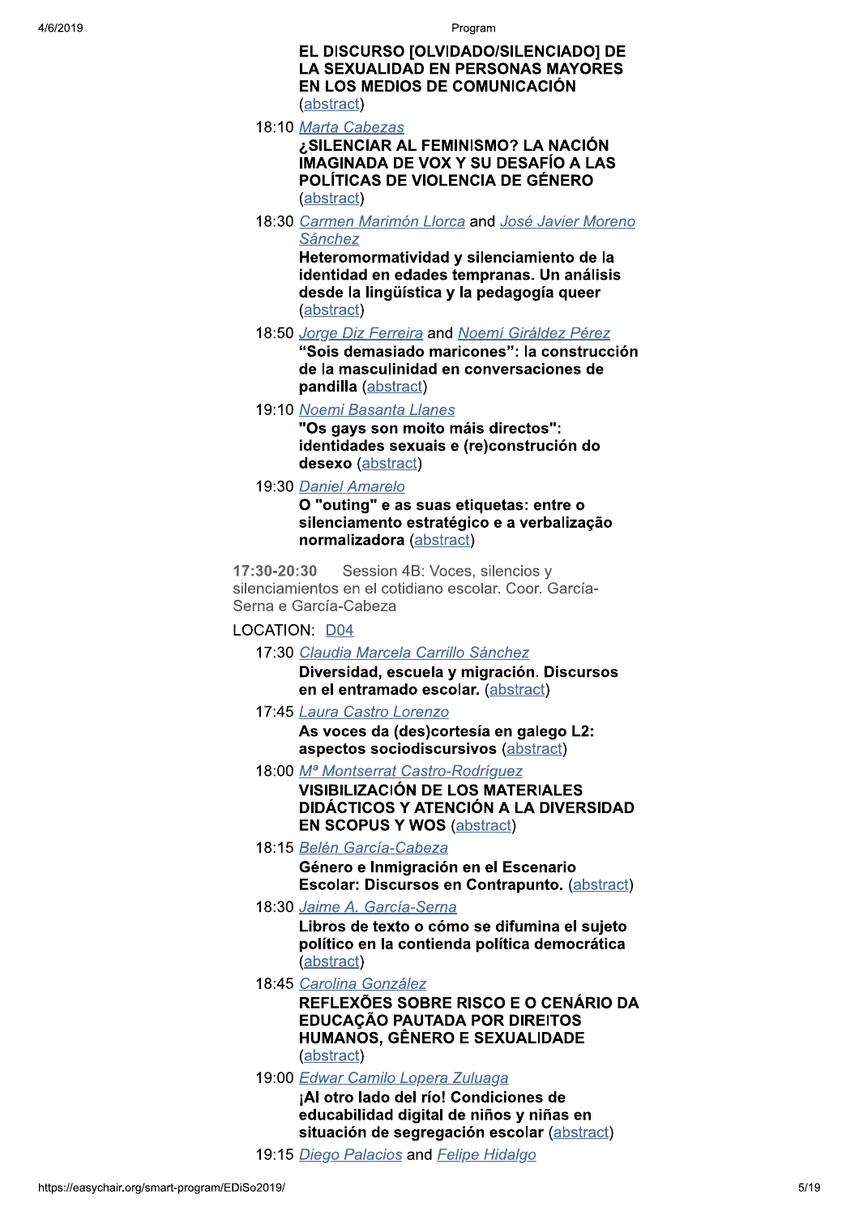**EL DISCURSO [OLVIDADO/SILENCIADO] DE LA SEXUALIDAD EN PERSONAS MAYORES EN LOS MEDIOS DE COMUNICACIÓN** (abstract)

18:10 *Marta Cabezas*
**¿SILENCIAR AL FEMINISMO? LA NACIÓN IMAGINADA DE VOX Y SU DESAFÍO A LAS POLÍTICAS DE VIOLENCIA DE GÉNERO** (abstract)

18:30 *Carmen Marimón Llorca* and *José Javier Moreno Sánchez*
**Heteromormatividad y silenciamiento de la identidad en edades tempranas. Un análisis desde la lingüística y la pedagogía queer** (abstract)

18:50 *Jorge Diz Ferreira* and *Noemí Giráldez Pérez*
**"Sois demasiado maricones": la construcción de la masculinidad en conversaciones de pandilla** (abstract)

19:10 *Noemi Basanta Llanes*
**"Os gays son moito máis directos": identidades sexuais e (re)construción do desexo** (abstract)

19:30 *Daniel Amarelo*
**O "outing" e as suas etiquetas: entre o silenciamento estratégico e a verbalização normalizadora** (abstract)

**17:30-20:30** Session 4B: Voces, silencios y silenciamientos en el cotidiano escolar. Coor. García-Serna e García-Cabeza

LOCATION: D04

17:30 *Claudia Marcela Carrillo Sánchez*
**Diversidad, escuela y migración. Discursos en el entramado escolar.** (abstract)

17:45 *Laura Castro Lorenzo*
**As voces da (des)cortesía en galego L2: aspectos sociodiscursivos** (abstract)

18:00 *Mª Montserrat Castro-Rodríguez*
**VISIBILIZACIÓN DE LOS MATERIALES DIDÁCTICOS Y ATENCIÓN A LA DIVERSIDAD EN SCOPUS Y WOS** (abstract)

18:15 *Belén García-Cabeza*
**Género e Inmigración en el Escenario Escolar: Discursos en Contrapunto.** (abstract)

18:30 *Jaime A. García-Serna*
**Libros de texto o cómo se difumina el sujeto político en la contienda política democrática** (abstract)

18:45 *Carolina González*
**REFLEXÕES SOBRE RISCO E O CENÁRIO DA EDUCAÇÃO PAUTADA POR DIREITOS HUMANOS, GÊNERO E SEXUALIDADE** (abstract)

19:00 *Edwar Camilo Lopera Zuluaga*
**¡Al otro lado del río! Condiciones de educabilidad digital de niños y niñas en situación de segregación escolar** (abstract)

19:15 *Diego Palacios* and *Felipe Hidalgo*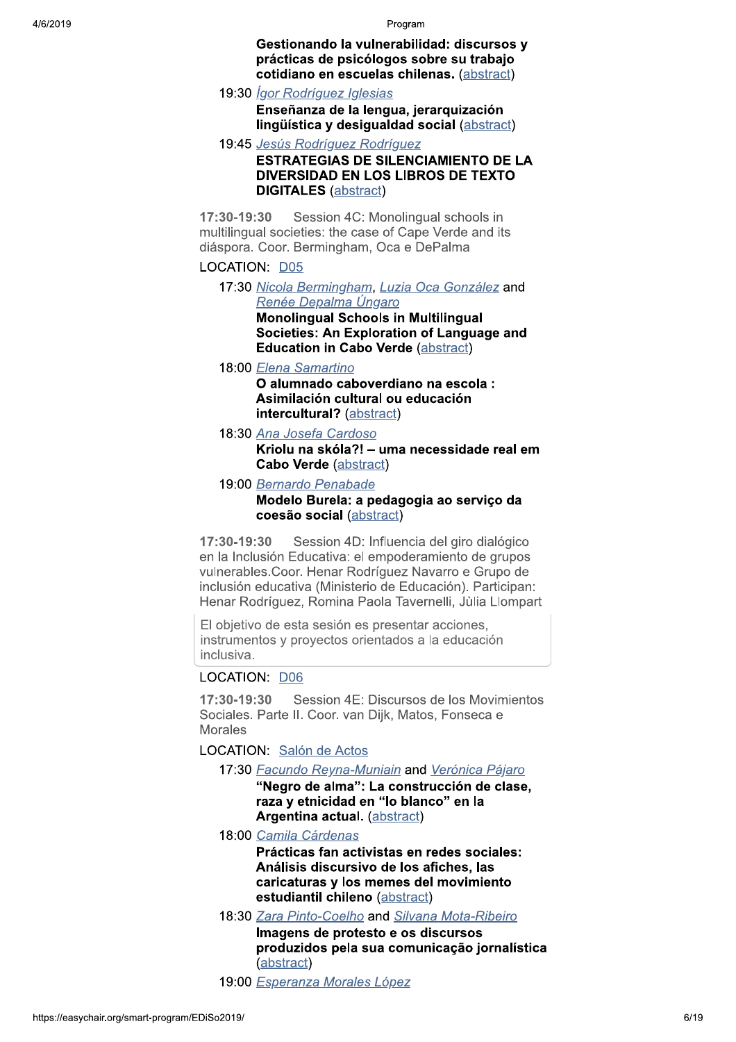**Gestionando la vulnerabilidad: discursos y prácticas de psicólogos sobre su trabajo cotidiano en escuelas chilenas.** (abstract)

19:30 *Ígor Rodríguez Iglesias*
**Enseñanza de la lengua, jerarquización lingüística y desigualdad social** (abstract)

19:45 *Jesús Rodríguez Rodríguez*
**ESTRATEGIAS DE SILENCIAMIENTO DE LA DIVERSIDAD EN LOS LIBROS DE TEXTO DIGITALES** (abstract)

**17:30-19:30** Session 4C: Monolingual schools in multilingual societies: the case of Cape Verde and its diáspora. Coor. Bermingham, Oca e DePalma

LOCATION: D05

17:30 *Nicola Bermingham*, *Luzia Oca González* and *Renée Depalma Úngaro*
**Monolingual Schools in Multilingual Societies: An Exploration of Language and Education in Cabo Verde** (abstract)

18:00 *Elena Samartino*
**O alumnado caboverdiano na escola : Asimilación cultural ou educación intercultural?** (abstract)

18:30 *Ana Josefa Cardoso*
**Kriolu na skóla?! – uma necessidade real em Cabo Verde** (abstract)

19:00 *Bernardo Penabade*
**Modelo Burela: a pedagogia ao serviço da coesão social** (abstract)

**17:30-19:30** Session 4D: Influencia del giro dialógico en la Inclusión Educativa: el empoderamiento de grupos vulnerables.Coor. Henar Rodríguez Navarro e Grupo de inclusión educativa (Ministerio de Educación). Participan: Henar Rodríguez, Romina Paola Tavernelli, Jùlia Llompart

El objetivo de esta sesión es presentar acciones, instrumentos y proyectos orientados a la educación inclusiva.

LOCATION: D06

**17:30-19:30** Session 4E: Discursos de los Movimientos Sociales. Parte II. Coor. van Dijk, Matos, Fonseca e Morales

LOCATION: Salón de Actos

17:30 *Facundo Reyna-Muniain* and *Verónica Pájaro*
**“Negro de alma”: La construcción de clase, raza y etnicidad en “lo blanco” en la Argentina actual.** (abstract)

18:00 *Camila Cárdenas*
**Prácticas fan activistas en redes sociales: Análisis discursivo de los afiches, las caricaturas y los memes del movimiento estudiantil chileno** (abstract)

18:30 *Zara Pinto-Coelho* and *Silvana Mota-Ribeiro*
**Imagens de protesto e os discursos produzidos pela sua comunicação jornalística** (abstract)

19:00 *Esperanza Morales López*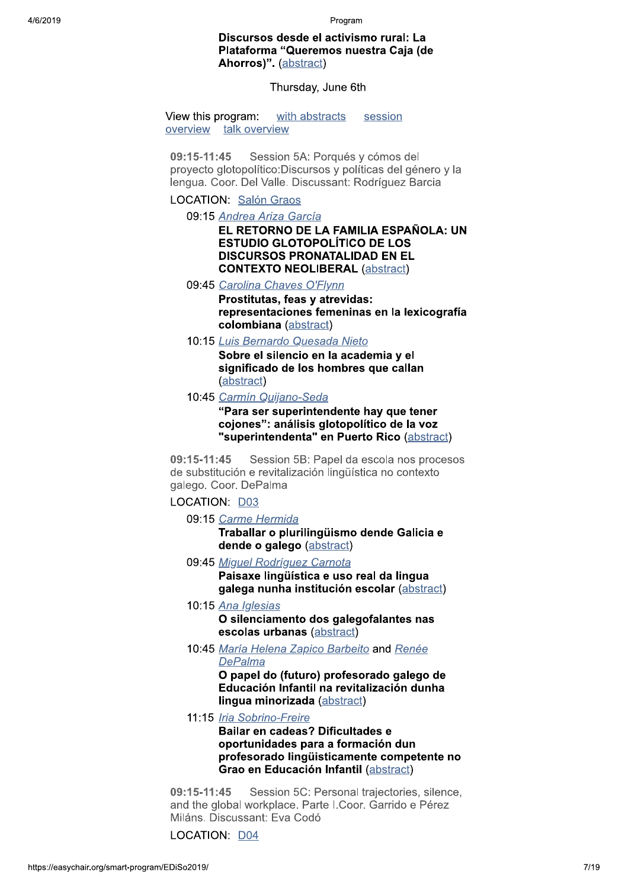**Discursos desde el activismo rural: La Plataforma "Queremos nuestra Caja (de Ahorros)".** (abstract)

## Thursday, June 6th

View this program: with abstracts session overview talk overview

**09:15-11:45** Session 5A: Porqués y cómos del proyecto glotopolítico:Discursos y políticas del género y la lengua. Coor. Del Valle. Discussant: Rodríguez Barcia

LOCATION: Salón Graos

09:15 *Andrea Ariza García*
**EL RETORNO DE LA FAMILIA ESPAÑOLA: UN ESTUDIO GLOTOPOLÍTICO DE LOS DISCURSOS PRONATALIDAD EN EL CONTEXTO NEOLIBERAL** (abstract)

09:45 *Carolina Chaves O'Flynn*
**Prostitutas, feas y atrevidas: representaciones femeninas en la lexicografía colombiana** (abstract)

10:15 *Luis Bernardo Quesada Nieto*
**Sobre el silencio en la academia y el significado de los hombres que callan** (abstract)

10:45 *Carmín Quijano-Seda*
**"Para ser superintendente hay que tener cojones": análisis glotopolítico de la voz "superintendenta" en Puerto Rico** (abstract)

**09:15-11:45** Session 5B: Papel da escola nos procesos de substitución e revitalización lingüística no contexto galego. Coor. DePalma

LOCATION: D03

09:15 *Carme Hermida*
**Traballar o plurilingüismo dende Galicia e dende o galego** (abstract)

09:45 *Miguel Rodríguez Carnota*
**Paisaxe lingüística e uso real da lingua galega nunha institución escolar** (abstract)

10:15 *Ana Iglesias*
**O silenciamento dos galegofalantes nas escolas urbanas** (abstract)

10:45 *María Helena Zapico Barbeito* and *Renée DePalma*
**O papel do (futuro) profesorado galego de Educación Infantil na revitalización dunha lingua minorizada** (abstract)

11:15 *Iria Sobrino-Freire*
**Bailar en cadeas? Dificultades e oportunidades para a formación dun profesorado lingüisticamente competente no Grao en Educación Infantil** (abstract)

**09:15-11:45** Session 5C: Personal trajectories, silence, and the global workplace. Parte I.Coor. Garrido e Pérez Miláns. Discussant: Eva Codó

LOCATION: D04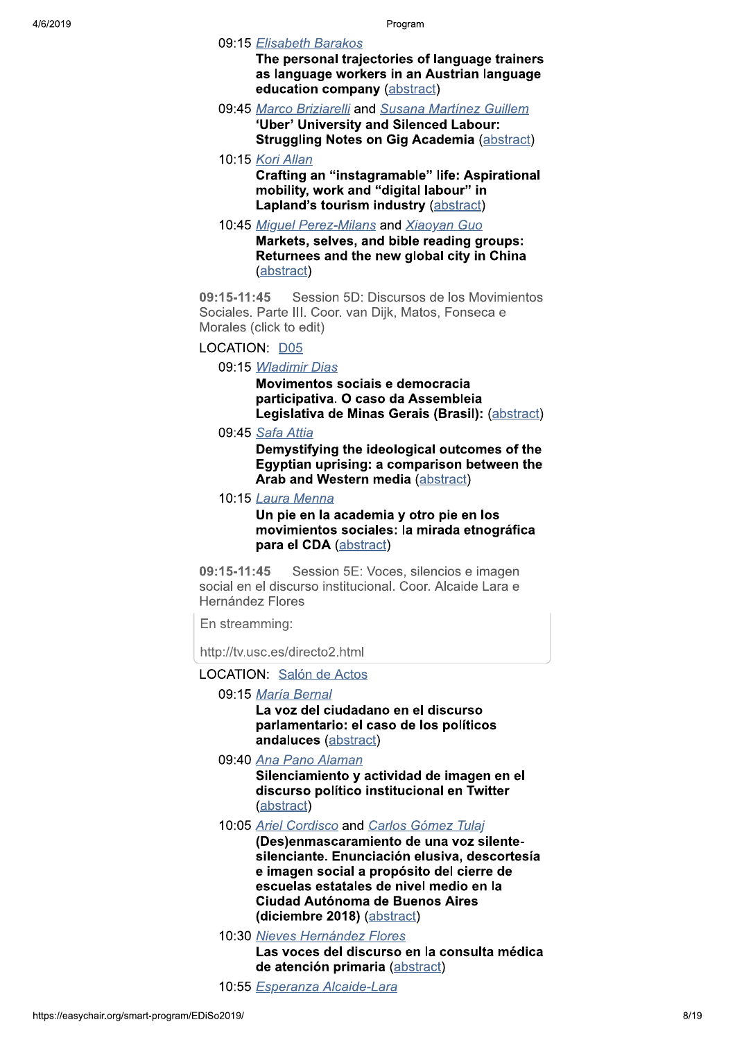09:15 *Elisabeth Barakos*
**The personal trajectories of language trainers as language workers in an Austrian language education company** (abstract)

09:45 *Marco Briziarelli* and *Susana Martínez Guillem*
**'Uber' University and Silenced Labour: Struggling Notes on Gig Academia** (abstract)

10:15 *Kori Allan*
**Crafting an "instagramable" life: Aspirational mobility, work and "digital labour" in Lapland's tourism industry** (abstract)

10:45 *Miguel Perez-Milans* and *Xiaoyan Guo*
**Markets, selves, and bible reading groups: Returnees and the new global city in China** (abstract)

**09:15-11:45** Session 5D: Discursos de los Movimientos Sociales. Parte III. Coor. van Dijk, Matos, Fonseca e Morales (click to edit)

LOCATION: D05

09:15 *Wladimir Dias*
**Movimentos sociais e democracia participativa. O caso da Assembleia Legislativa de Minas Gerais (Brasil):** (abstract)

09:45 *Safa Attia*
**Demystifying the ideological outcomes of the Egyptian uprising: a comparison between the Arab and Western media** (abstract)

10:15 *Laura Menna*
**Un pie en la academia y otro pie en los movimientos sociales: la mirada etnográfica para el CDA** (abstract)

**09:15-11:45** Session 5E: Voces, silencios e imagen social en el discurso institucional. Coor. Alcaide Lara e Hernández Flores

En streamming:

http://tv.usc.es/directo2.html

LOCATION: Salón de Actos

09:15 *María Bernal*
**La voz del ciudadano en el discurso parlamentario: el caso de los políticos andaluces** (abstract)

09:40 *Ana Pano Alaman*
**Silenciamiento y actividad de imagen en el discurso político institucional en Twitter** (abstract)

10:05 *Ariel Cordisco* and *Carlos Gómez Tulaj*
**(Des)enmascaramiento de una voz silente-silenciante. Enunciación elusiva, descortesía e imagen social a propósito del cierre de escuelas estatales de nivel medio en la Ciudad Autónoma de Buenos Aires (diciembre 2018)** (abstract)

10:30 *Nieves Hernández Flores*
**Las voces del discurso en la consulta médica de atención primaria** (abstract)

10:55 *Esperanza Alcaide-Lara*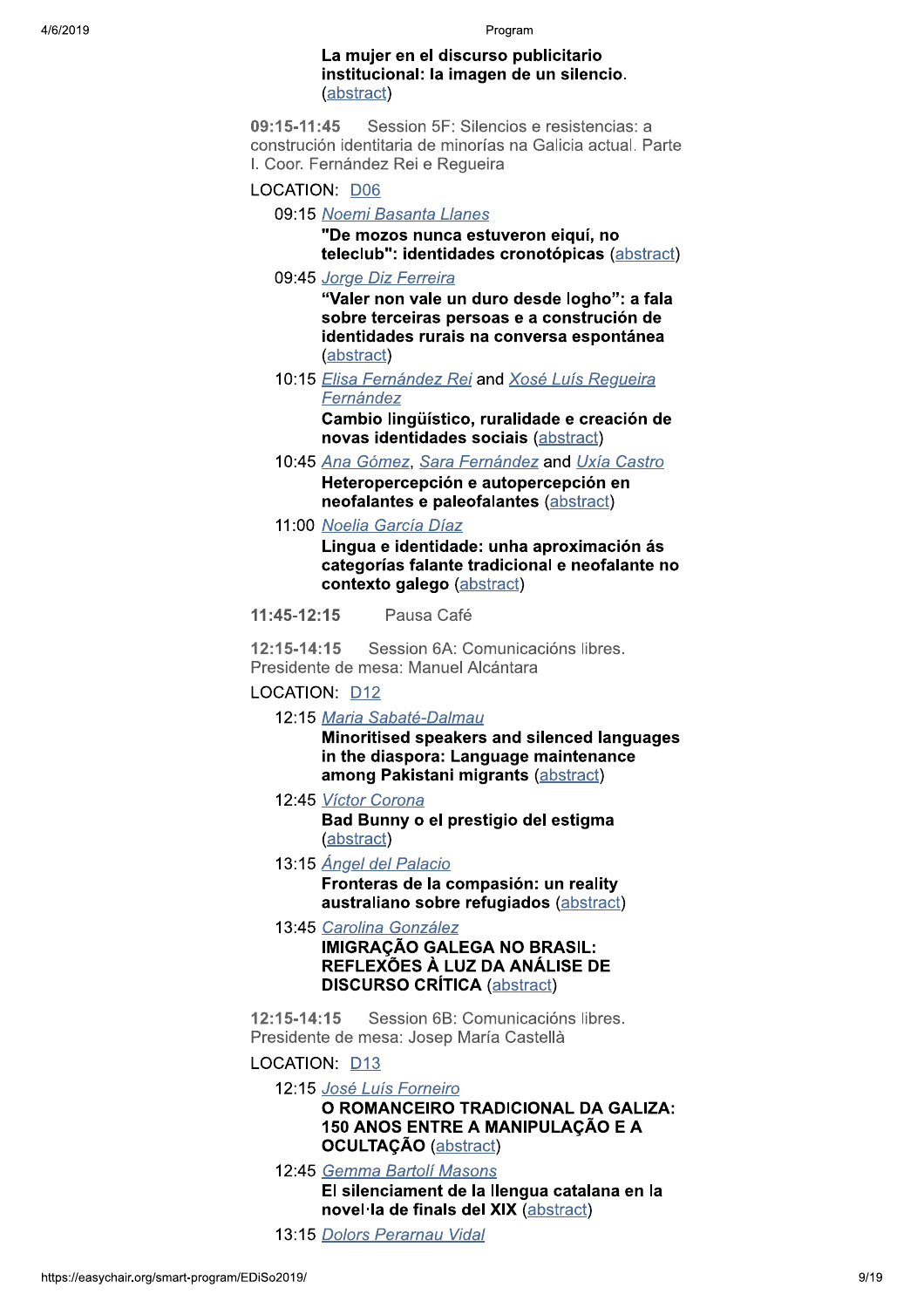**La mujer en el discurso publicitario institucional: la imagen de un silencio.** (abstract)

**09:15-11:45** Session 5F: Silencios e resistencias: a construción identitaria de minorías na Galicia actual. Parte I. Coor. Fernández Rei e Regueira

LOCATION: D06

09:15 *Noemi Basanta Llanes*
**"De mozos nunca estuveron eiquí, no teleclub": identidades cronotópicas** (abstract)

09:45 *Jorge Diz Ferreira*
**"Valer non vale un duro desde logho": a fala sobre terceiras persoas e a construción de identidades rurais na conversa espontánea** (abstract)

10:15 *Elisa Fernández Rei* and *Xosé Luís Regueira Fernández*
**Cambio lingüístico, ruralidade e creación de novas identidades sociais** (abstract)

10:45 *Ana Gómez*, *Sara Fernández* and *Uxía Castro*
**Heteropercepción e autopercepción en neofalantes e paleofalantes** (abstract)

11:00 *Noelia García Díaz*
**Lingua e identidade: unha aproximación ás categorías falante tradicional e neofalante no contexto galego** (abstract)

**11:45-12:15** Pausa Café

**12:15-14:15** Session 6A: Comunicacións libres. Presidente de mesa: Manuel Alcántara

LOCATION: D12

12:15 *Maria Sabaté-Dalmau*
**Minoritised speakers and silenced languages in the diaspora: Language maintenance among Pakistani migrants** (abstract)

12:45 *Víctor Corona*
**Bad Bunny o el prestigio del estigma** (abstract)

13:15 *Ángel del Palacio*
**Fronteras de la compasión: un reality australiano sobre refugiados** (abstract)

13:45 *Carolina González*
**IMIGRAÇÃO GALEGA NO BRASIL: REFLEXÕES À LUZ DA ANÁLISE DE DISCURSO CRÍTICA** (abstract)

**12:15-14:15** Session 6B: Comunicacións libres. Presidente de mesa: Josep María Castellà

LOCATION: D13

12:15 *José Luís Forneiro*
**O ROMANCEIRO TRADICIONAL DA GALIZA: 150 ANOS ENTRE A MANIPULAÇÃO E A OCULTAÇÃO** (abstract)

12:45 *Gemma Bartolí Masons*
**El silenciament de la llengua catalana en la novel·la de finals del XIX** (abstract)

13:15 *Dolors Perarnau Vidal*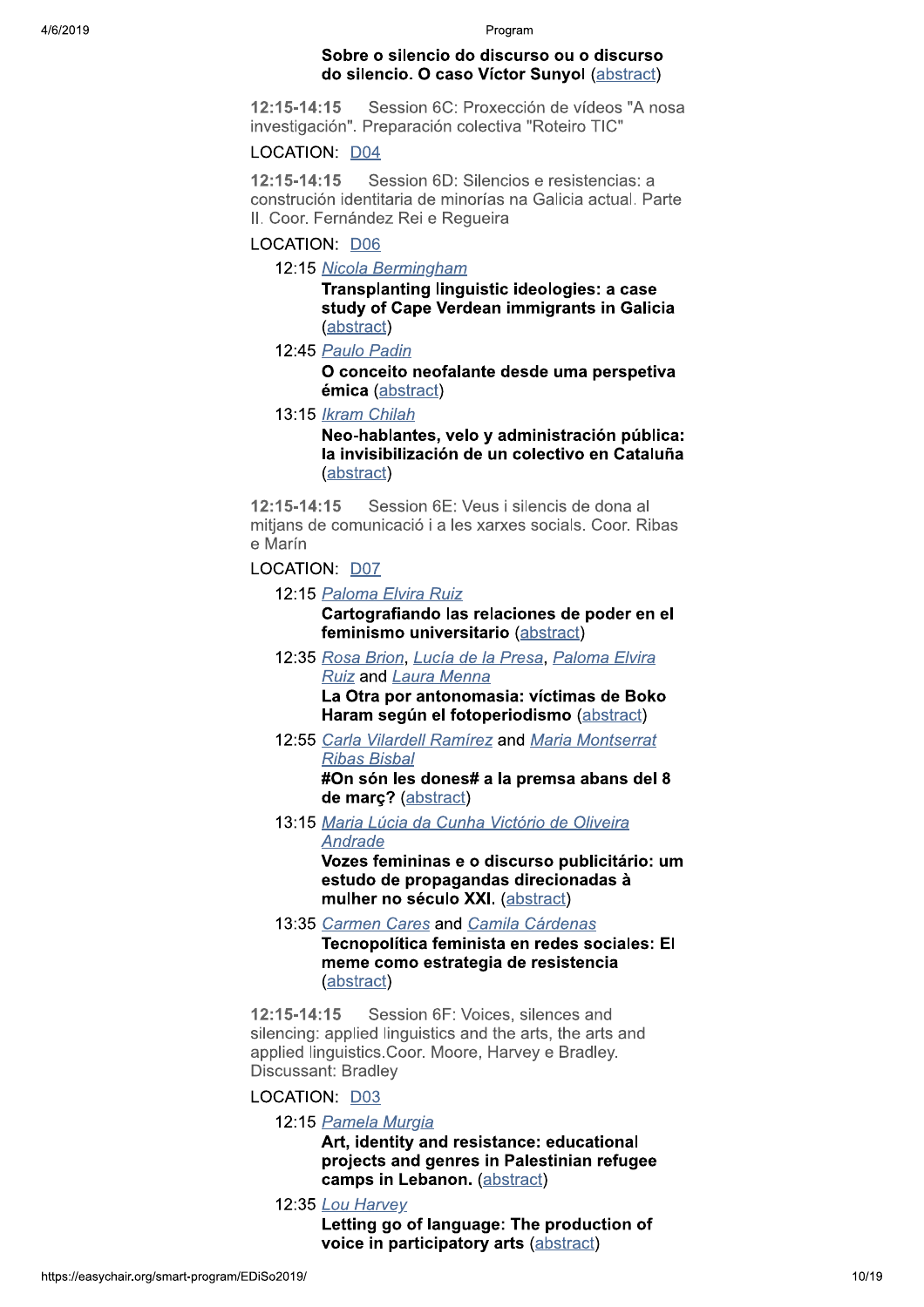**Sobre o silencio do discurso ou o discurso do silencio. O caso Víctor Sunyol** (abstract)

**12:15-14:15** Session 6C: Proxección de vídeos "A nosa investigación". Preparación colectiva "Roteiro TIC"

LOCATION: D04

**12:15-14:15** Session 6D: Silencios e resistencias: a construción identitaria de minorías na Galicia actual. Parte II. Coor. Fernández Rei e Regueira

LOCATION: D06

- 12:15 *Nicola Bermingham*
  **Transplanting linguistic ideologies: a case study of Cape Verdean immigrants in Galicia** (abstract)
- 12:45 *Paulo Padin*
  **O conceito neofalante desde uma perspetiva émica** (abstract)
- 13:15 *Ikram Chilah*
  **Neo-hablantes, velo y administración pública: la invisibilización de un colectivo en Cataluña** (abstract)

**12:15-14:15** Session 6E: Veus i silencis de dona al mitjans de comunicació i a les xarxes socials. Coor. Ribas e Marín

LOCATION: D07

- 12:15 *Paloma Elvira Ruiz*
  **Cartografiando las relaciones de poder en el feminismo universitario** (abstract)
- 12:35 *Rosa Brion*, *Lucía de la Presa*, *Paloma Elvira Ruiz* and *Laura Menna*
  **La Otra por antonomasia: víctimas de Boko Haram según el fotoperiodismo** (abstract)
- 12:55 *Carla Vilardell Ramírez* and *Maria Montserrat Ribas Bisbal*
  **#On són les dones# a la premsa abans del 8 de març?** (abstract)
- 13:15 *Maria Lúcia da Cunha Victório de Oliveira Andrade*
  **Vozes femininas e o discurso publicitário: um estudo de propagandas direcionadas à mulher no século XXI.** (abstract)
- 13:35 *Carmen Cares* and *Camila Cárdenas*
  **Tecnopolítica feminista en redes sociales: El meme como estrategia de resistencia** (abstract)

**12:15-14:15** Session 6F: Voices, silences and silencing: applied linguistics and the arts, the arts and applied linguistics.Coor. Moore, Harvey e Bradley. Discussant: Bradley

LOCATION: D03

- 12:15 *Pamela Murgia*
  **Art, identity and resistance: educational projects and genres in Palestinian refugee camps in Lebanon.** (abstract)
- 12:35 *Lou Harvey*
  **Letting go of language: The production of voice in participatory arts** (abstract)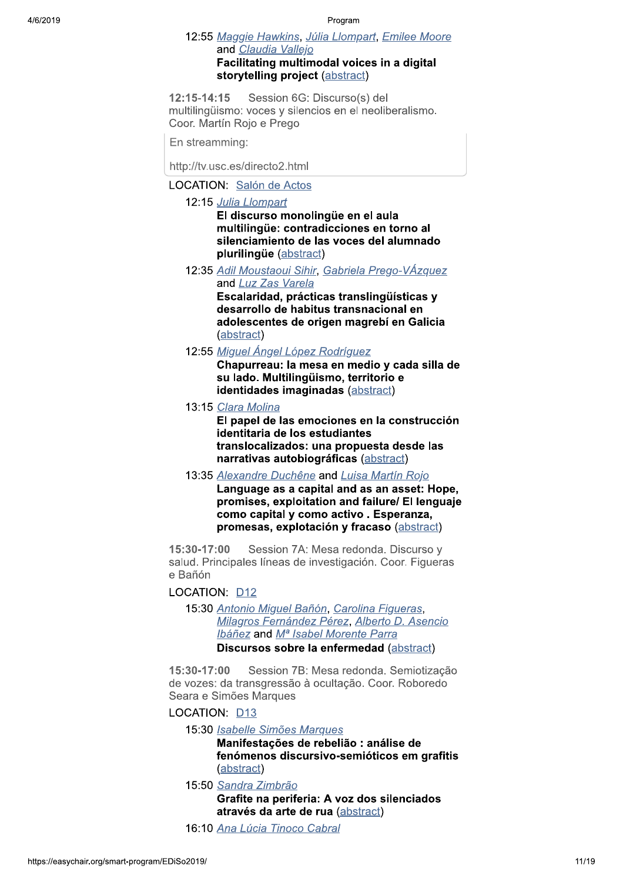12:55 [Maggie Hawkins](), [Júlia Llompart](), [Emilee Moore]() and [Claudia Vallejo]()
**Facilitating multimodal voices in a digital storytelling project** ([abstract]())

**12:15-14:15** Session 6G: Discurso(s) del multilingüismo: voces y silencios en el neoliberalismo. Coor. Martín Rojo e Prego

En streamming:

http://tv.usc.es/directo2.html

LOCATION: [Salón de Actos]()

12:15 [Julia Llompart]()
**El discurso monolingüe en el aula multilingüe: contradicciones en torno al silenciamiento de las voces del alumnado plurilingüe** ([abstract]())

12:35 [Adil Moustaoui Sihir](), [Gabriela Prego-VÁzquez]() and [Luz Zas Varela]()
**Escalaridad, prácticas translingüísticas y desarrollo de habitus transnacional en adolescentes de origen magrebí en Galicia** ([abstract]())

12:55 [Miguel Ángel López Rodríguez]()
**Chapurreau: la mesa en medio y cada silla de su lado. Multilingüismo, territorio e identidades imaginadas** ([abstract]())

13:15 [Clara Molina]()
**El papel de las emociones en la construcción identitaria de los estudiantes translocalizados: una propuesta desde las narrativas autobiográficas** ([abstract]())

13:35 [Alexandre Duchêne]() and [Luisa Martín Rojo]()
**Language as a capital and as an asset: Hope, promises, exploitation and failure/ El lenguaje como capital y como activo . Esperanza, promesas, explotación y fracaso** ([abstract]())

**15:30-17:00** Session 7A: Mesa redonda. Discurso y salud. Principales líneas de investigación. Coor. Figueras e Bañón

LOCATION: [D12]()

15:30 [Antonio Miguel Bañón](), [Carolina Figueras](), [Milagros Fernández Pérez](), [Alberto D. Asencio Ibáñez]() and [Mª Isabel Morente Parra]()
**Discursos sobre la enfermedad** ([abstract]())

**15:30-17:00** Session 7B: Mesa redonda. Semiotização de vozes: da transgressão à ocultação. Coor. Roboredo Seara e Simões Marques

LOCATION: [D13]()

15:30 [Isabelle Simões Marques]()
**Manifestações de rebelião : análise de fenómenos discursivo-semióticos em grafitis** ([abstract]())

15:50 [Sandra Zimbrão]()
**Grafite na periferia: A voz dos silenciados através da arte de rua** ([abstract]())

16:10 [Ana Lúcia Tinoco Cabral]()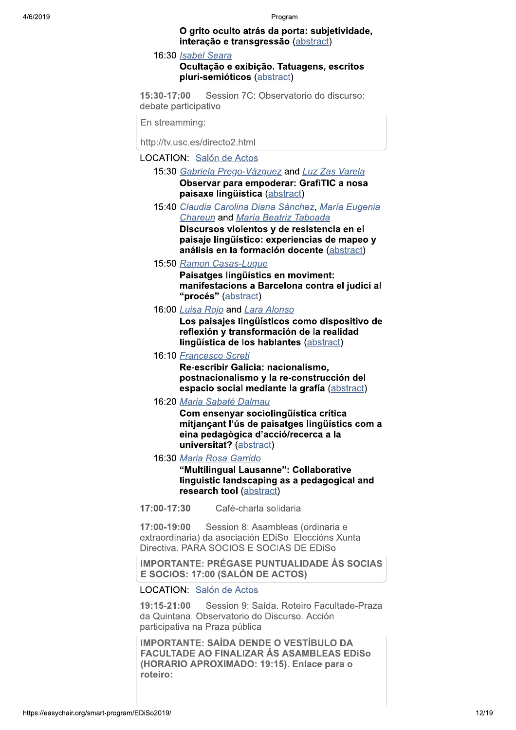**O grito oculto atrás da porta: subjetividade, interação e transgressão** (abstract)

16:30 *Isabel Seara*
**Ocultação e exibição. Tatuagens, escritos pluri-semióticos** (abstract)

**15:30-17:00** Session 7C: Observatorio do discurso: debate participativo

En streamming:

http://tv.usc.es/directo2.html

LOCATION: Salón de Actos

15:30 *Gabriela Prego-Vázquez* and *Luz Zas Varela*
**Observar para empoderar: GrafiTIC a nosa paisaxe lingüística** (abstract)

15:40 *Claudia Carolina Diana Sánchez*, *María Eugenia Chareun* and *María Beatriz Taboada*
**Discursos violentos y de resistencia en el paisaje lingüístico: experiencias de mapeo y análisis en la formación docente** (abstract)

15:50 *Ramon Casas-Luque*
**Paisatges lingüístics en moviment: manifestacions a Barcelona contra el judici al "procés"** (abstract)

16:00 *Luisa Rojo* and *Lara Alonso*
**Los paisajes lingüísticos como dispositivo de reflexión y transformación de la realidad lingüística de los hablantes** (abstract)

16:10 *Francesco Screti*
**Re-escribir Galicia: nacionalismo, postnacionalismo y la re-construcción del espacio social mediante la grafía** (abstract)

16:20 *Maria Sabaté Dalmau*
**Com ensenyar sociolingüística crítica mitjançant l'ús de paisatges lingüístics com a eina pedagògica d'acció/recerca a la universitat?** (abstract)

16:30 *Maria Rosa Garrido*
**"Multilingual Lausanne": Collaborative linguistic landscaping as a pedagogical and research tool** (abstract)

**17:00-17:30** Café-charla solidaria

**17:00-19:00** Session 8: Asambleas (ordinaria e extraordinaria) da asociación EDiSo. Eleccións Xunta Directiva. PARA SOCIOS E SOCIAS DE EDiSo

**IMPORTANTE: PRÉGASE PUNTUALIDADE ÁS SOCIAS E SOCIOS: 17:00 (SALÓN DE ACTOS)**

LOCATION: Salón de Actos

**19:15-21:00** Session 9: Saída. Roteiro Facultade-Praza da Quintana. Observatorio do Discurso. Acción participativa na Praza pública

**IMPORTANTE: SAÍDA DENDE O VESTÍBULO DA FACULTADE AO FINALIZAR ÁS ASAMBLEAS EDiSo (HORARIO APROXIMADO: 19:15). Enlace para o roteiro:**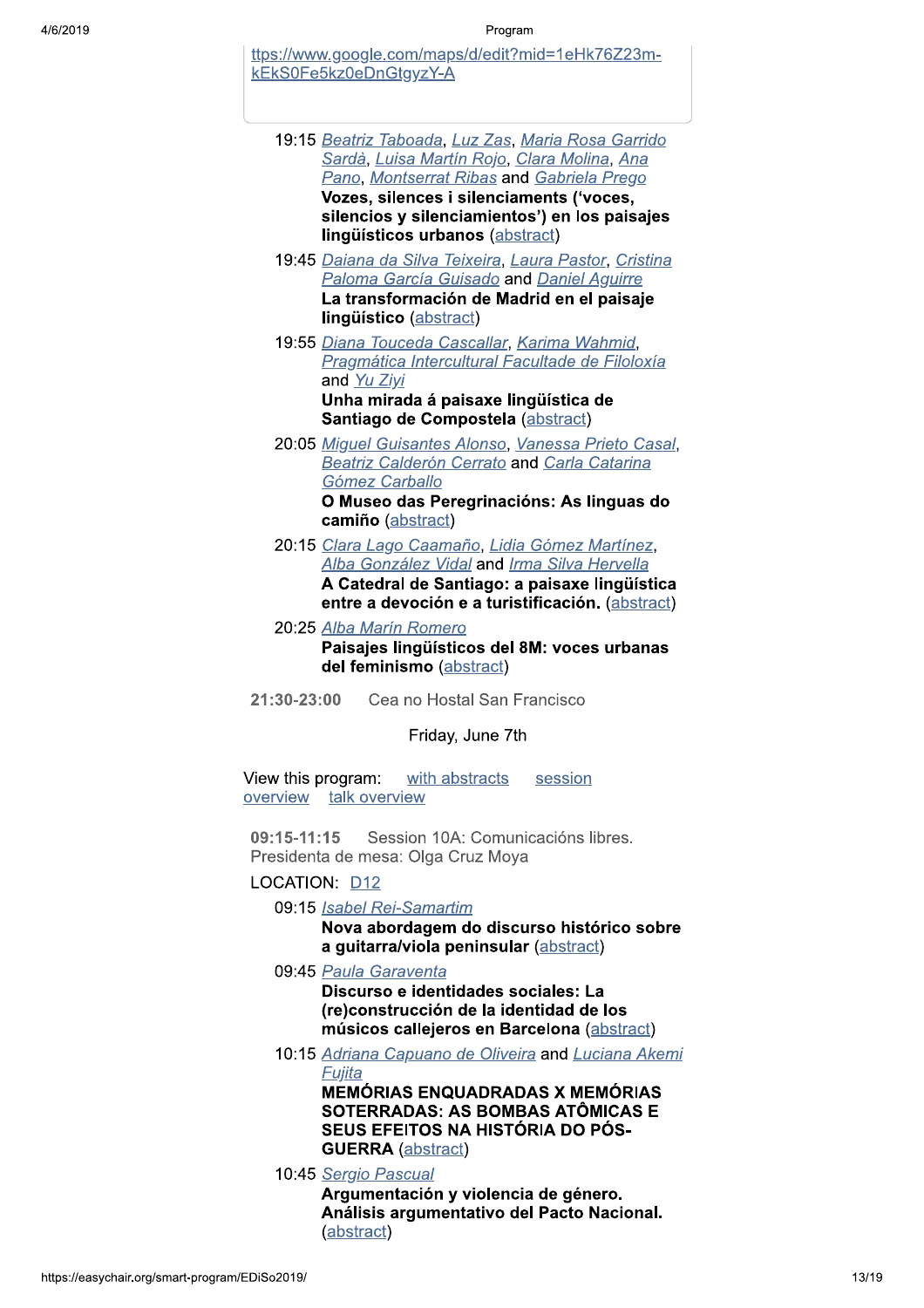ttps://www.google.com/maps/d/edit?mid=1eHk76Z23m-kEkS0Fe5kz0eDnGtgyzY-A

19:15 *Beatriz Taboada*, *Luz Zas*, *Maria Rosa Garrido Sardà*, *Luisa Martín Rojo*, *Clara Molina*, *Ana Pano*, *Montserrat Ribas* and *Gabriela Prego*
**Vozes, silences i silenciaments ('voces, silencios y silenciamientos') en los paisajes lingüísticos urbanos** (abstract)

19:45 *Daiana da Silva Teixeira*, *Laura Pastor*, *Cristina Paloma García Guisado* and *Daniel Aguirre*
**La transformación de Madrid en el paisaje lingüístico** (abstract)

19:55 *Diana Touceda Cascallar*, *Karima Wahmid*, *Pragmática Intercultural Facultade de Filoloxía* and *Yu Ziyi*
**Unha mirada á paisaxe lingüística de Santiago de Compostela** (abstract)

20:05 *Miguel Guisantes Alonso*, *Vanessa Prieto Casal*, *Beatriz Calderón Cerrato* and *Carla Catarina Gómez Carballo*
**O Museo das Peregrinacións: As linguas do camiño** (abstract)

20:15 *Clara Lago Caamaño*, *Lidia Gómez Martínez*, *Alba González Vidal* and *Irma Silva Hervella*
**A Catedral de Santiago: a paisaxe lingüística entre a devoción e a turistificación.** (abstract)

20:25 *Alba Marín Romero*
**Paisajes lingüísticos del 8M: voces urbanas del feminismo** (abstract)

**21:30-23:00** Cea no Hostal San Francisco

## Friday, June 7th

View this program: with abstracts session overview talk overview

**09:15-11:15** Session 10A: Comunicacións libres. Presidenta de mesa: Olga Cruz Moya

LOCATION: D12

09:15 *Isabel Rei-Samartim*
**Nova abordagem do discurso histórico sobre a guitarra/viola peninsular** (abstract)

09:45 *Paula Garaventa*
**Discurso e identidades sociales: La (re)construcción de la identidad de los músicos callejeros en Barcelona** (abstract)

10:15 *Adriana Capuano de Oliveira* and *Luciana Akemi Fujita*
**MEMÓRIAS ENQUADRADAS X MEMÓRIAS SOTERRADAS: AS BOMBAS ATÔMICAS E SEUS EFEITOS NA HISTÓRIA DO PÓS-GUERRA** (abstract)

10:45 *Sergio Pascual*
**Argumentación y violencia de género. Análisis argumentativo del Pacto Nacional.** (abstract)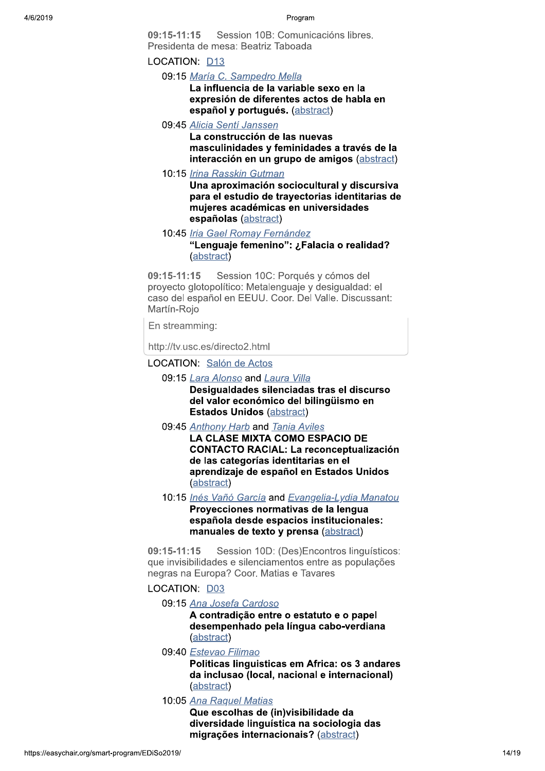**09:15-11:15** Session 10B: Comunicacións libres. Presidenta de mesa: Beatriz Taboada

LOCATION: D13

09:15 *María C. Sampedro Mella*
**La influencia de la variable sexo en la expresión de diferentes actos de habla en español y portugués.** (abstract)

09:45 *Alicia Sentí Janssen*
**La construcción de las nuevas masculinidades y feminidades a través de la interacción en un grupo de amigos** (abstract)

10:15 *Irina Rasskin Gutman*
**Una aproximación sociocultural y discursiva para el estudio de trayectorias identitarias de mujeres académicas en universidades españolas** (abstract)

10:45 *Iria Gael Romay Fernández*
**"Lenguaje femenino": ¿Falacia o realidad?** (abstract)

**09:15-11:15** Session 10C: Porqués y cómos del proyecto glotopolítico: Metalenguaje y desigualdad: el caso del español en EEUU. Coor. Del Valle. Discussant: Martín-Rojo

En streamming:

http://tv.usc.es/directo2.html

LOCATION: Salón de Actos

09:15 *Lara Alonso* and *Laura Villa*
**Desigualdades silenciadas tras el discurso del valor económico del bilingüismo en Estados Unidos** (abstract)

09:45 *Anthony Harb* and *Tania Aviles*
**LA CLASE MIXTA COMO ESPACIO DE CONTACTO RACIAL: La reconceptualización de las categorías identitarias en el aprendizaje de español en Estados Unidos** (abstract)

10:15 *Inés Vañó García* and *Evangelia-Lydia Manatou*
**Proyecciones normativas de la lengua española desde espacios institucionales: manuales de texto y prensa** (abstract)

**09:15-11:15** Session 10D: (Des)Encontros linguísticos: que invisibilidades e silenciamentos entre as populações negras na Europa? Coor. Matias e Tavares

LOCATION: D03

09:15 *Ana Josefa Cardoso*
**A contradição entre o estatuto e o papel desempenhado pela língua cabo-verdiana** (abstract)

09:40 *Estevao Filimao*
**Politicas linguisticas em Africa: os 3 andares da inclusao (local, nacional e internacional)** (abstract)

10:05 *Ana Raquel Matias*
**Que escolhas de (in)visibilidade da diversidade linguística na sociologia das migrações internacionais?** (abstract)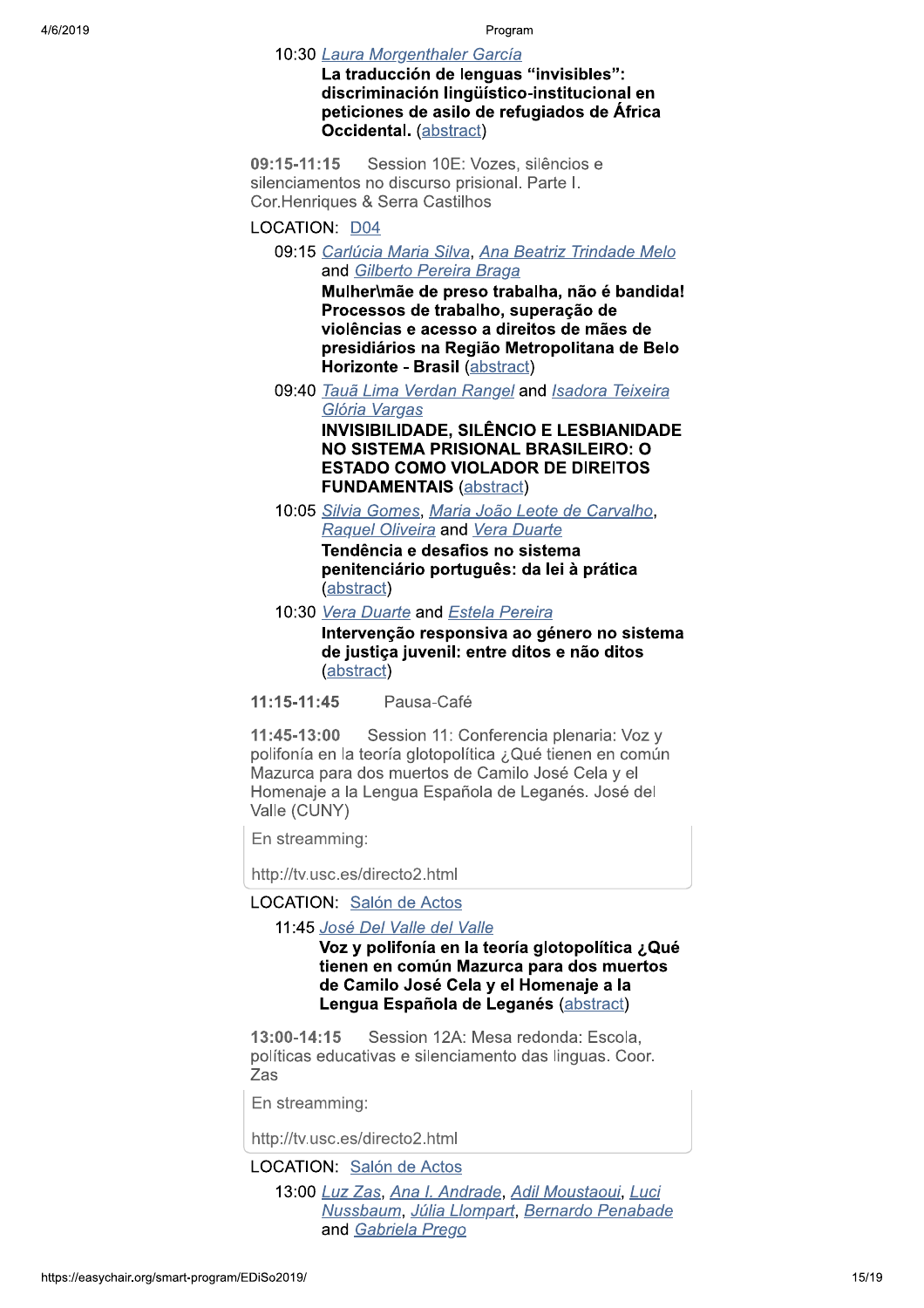10:30 [Laura Morgenthaler García]

**La traducción de lenguas "invisibles": discriminación lingüístico-institucional en peticiones de asilo de refugiados de África Occidental.** ([abstract])

**09:15-11:15** Session 10E: Vozes, silêncios e silenciamentos no discurso prisional. Parte I. Cor.Henriques & Serra Castilhos

LOCATION: [D04]

09:15 [Carlúcia Maria Silva], [Ana Beatriz Trindade Melo] and [Gilberto Pereira Braga]

**Mulher\mãe de preso trabalha, não é bandida! Processos de trabalho, superação de violências e acesso a direitos de mães de presidiários na Região Metropolitana de Belo Horizonte - Brasil** ([abstract])

09:40 [Tauã Lima Verdan Rangel] and [Isadora Teixeira Glória Vargas]

**INVISIBILIDADE, SILÊNCIO E LESBIANIDADE NO SISTEMA PRISIONAL BRASILEIRO: O ESTADO COMO VIOLADOR DE DIREITOS FUNDAMENTAIS** ([abstract])

10:05 [Silvia Gomes], [Maria João Leote de Carvalho], [Raquel Oliveira] and [Vera Duarte]

**Tendência e desafios no sistema penitenciário português: da lei à prática** ([abstract])

10:30 [Vera Duarte] and [Estela Pereira]

**Intervenção responsiva ao género no sistema de justiça juvenil: entre ditos e não ditos** ([abstract])

**11:15-11:45** Pausa-Café

**11:45-13:00** Session 11: Conferencia plenaria: Voz y polifonía en la teoría glotopolítica ¿Qué tienen en común Mazurca para dos muertos de Camilo José Cela y el Homenaje a la Lengua Española de Leganés. José del Valle (CUNY)

En streamming:

http://tv.usc.es/directo2.html

LOCATION: [Salón de Actos]

11:45 [José Del Valle del Valle]

**Voz y polifonía en la teoría glotopolítica ¿Qué tienen en común Mazurca para dos muertos de Camilo José Cela y el Homenaje a la Lengua Española de Leganés** ([abstract])

**13:00-14:15** Session 12A: Mesa redonda: Escola, políticas educativas e silenciamento das linguas. Coor. Zas

En streamming:

http://tv.usc.es/directo2.html

LOCATION: [Salón de Actos]

13:00 [Luz Zas], [Ana I. Andrade], [Adil Moustaoui], [Luci Nussbaum], [Júlia Llompart], [Bernardo Penabade] and [Gabriela Prego]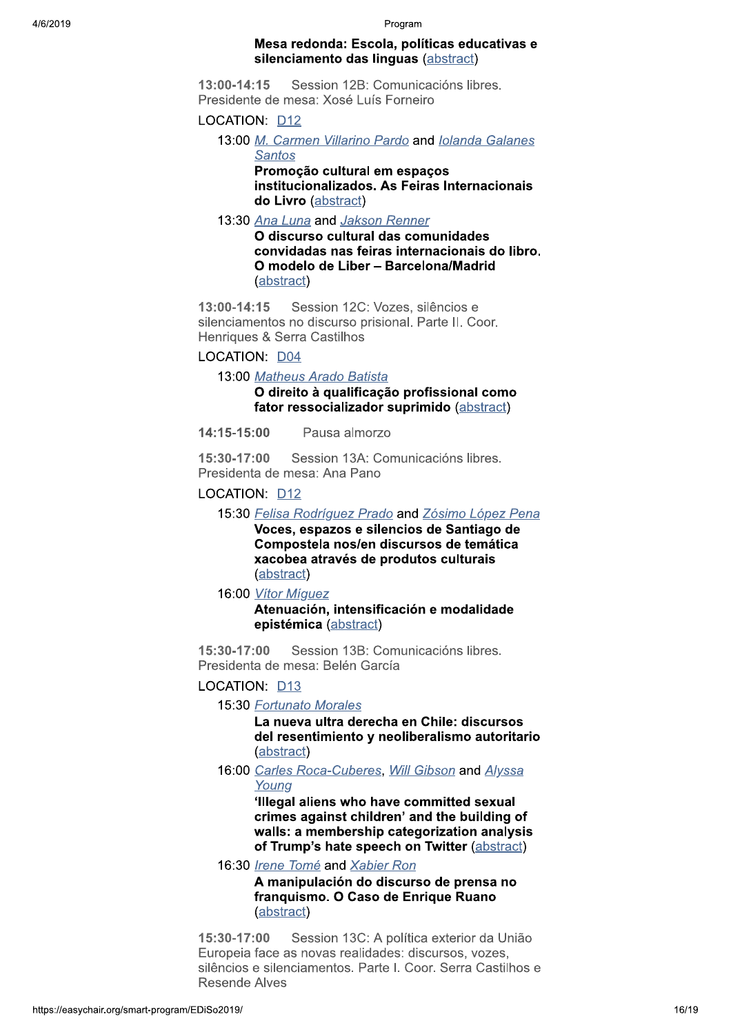**Mesa redonda: Escola, políticas educativas e silenciamento das linguas** (abstract)

**13:00-14:15** Session 12B: Comunicacións libres. Presidente de mesa: Xosé Luís Forneiro

LOCATION: D12

13:00 *M. Carmen Villarino Pardo* and *Iolanda Galanes Santos*
**Promoção cultural em espaços institucionalizados. As Feiras Internacionais do Livro** (abstract)

13:30 *Ana Luna* and *Jakson Renner*
**O discurso cultural das comunidades convidadas nas feiras internacionais do libro. O modelo de Liber – Barcelona/Madrid** (abstract)

**13:00-14:15** Session 12C: Vozes, silêncios e silenciamentos no discurso prisional. Parte II. Coor. Henriques & Serra Castilhos

LOCATION: D04

13:00 *Matheus Arado Batista*
**O direito à qualificação profissional como fator ressocializador suprimido** (abstract)

**14:15-15:00** Pausa almorzo

**15:30-17:00** Session 13A: Comunicacións libres. Presidenta de mesa: Ana Pano

LOCATION: D12

15:30 *Felisa Rodríguez Prado* and *Zósimo López Pena*
**Voces, espazos e silencios de Santiago de Compostela nos/en discursos de temática xacobea através de produtos culturais** (abstract)

16:00 *Vítor Míguez*
**Atenuación, intensificación e modalidade epistémica** (abstract)

**15:30-17:00** Session 13B: Comunicacións libres. Presidenta de mesa: Belén García

LOCATION: D13

15:30 *Fortunato Morales*
**La nueva ultra derecha en Chile: discursos del resentimiento y neoliberalismo autoritario** (abstract)

16:00 *Carles Roca-Cuberes*, *Will Gibson* and *Alyssa Young*
**'Illegal aliens who have committed sexual crimes against children' and the building of walls: a membership categorization analysis of Trump's hate speech on Twitter** (abstract)

16:30 *Irene Tomé* and *Xabier Ron*
**A manipulación do discurso de prensa no franquismo. O Caso de Enrique Ruano** (abstract)

**15:30-17:00** Session 13C: A política exterior da União Europeia face as novas realidades: discursos, vozes, silêncios e silenciamentos. Parte I. Coor. Serra Castilhos e Resende Alves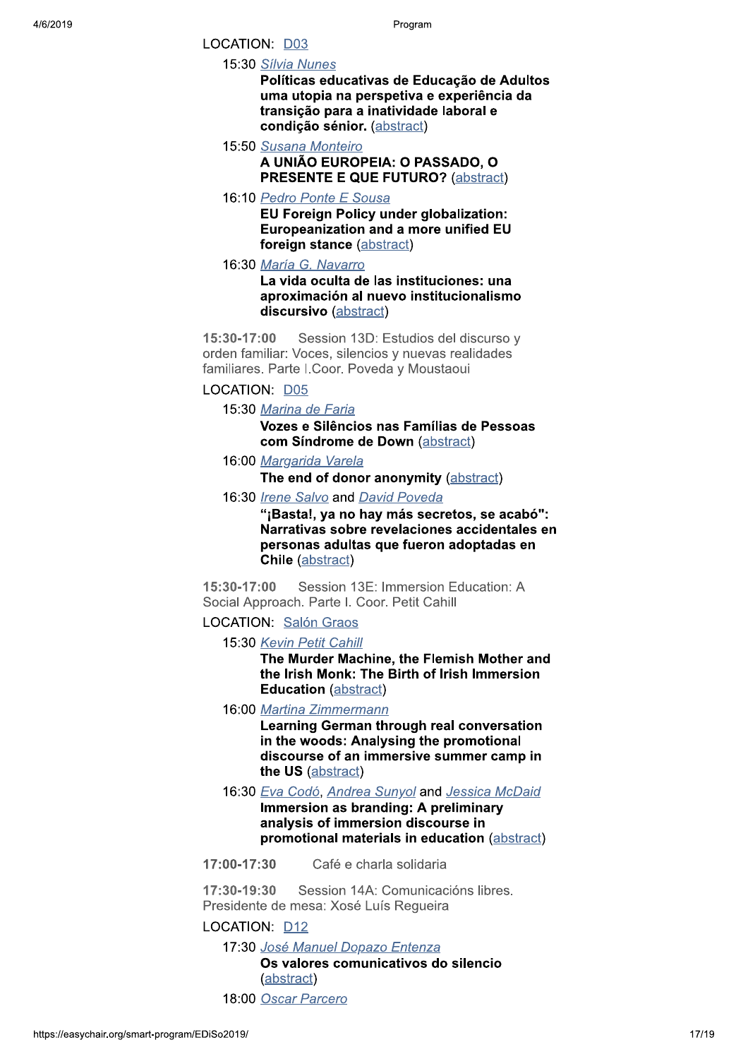LOCATION: D03

15:30 *Sílvia Nunes*
**Políticas educativas de Educação de Adultos uma utopia na perspetiva e experiência da transição para a inatividade laboral e condição sénior.** (abstract)

15:50 *Susana Monteiro*
**A UNIÃO EUROPEIA: O PASSADO, O PRESENTE E QUE FUTURO?** (abstract)

16:10 *Pedro Ponte E Sousa*
**EU Foreign Policy under globalization: Europeanization and a more unified EU foreign stance** (abstract)

16:30 *María G. Navarro*
**La vida oculta de las instituciones: una aproximación al nuevo institucionalismo discursivo** (abstract)

**15:30-17:00** Session 13D: Estudios del discurso y orden familiar: Voces, silencios y nuevas realidades familiares. Parte I.Coor. Poveda y Moustaoui

LOCATION: D05

15:30 *Marina de Faria*
**Vozes e Silêncios nas Famílias de Pessoas com Síndrome de Down** (abstract)

16:00 *Margarida Varela*
**The end of donor anonymity** (abstract)

16:30 *Irene Salvo* and *David Poveda*
**"¡Basta!, ya no hay más secretos, se acabó": Narrativas sobre revelaciones accidentales en personas adultas que fueron adoptadas en Chile** (abstract)

**15:30-17:00** Session 13E: Immersion Education: A Social Approach. Parte I. Coor. Petit Cahill

LOCATION: Salón Graos

15:30 *Kevin Petit Cahill*
**The Murder Machine, the Flemish Mother and the Irish Monk: The Birth of Irish Immersion Education** (abstract)

16:00 *Martina Zimmermann*
**Learning German through real conversation in the woods: Analysing the promotional discourse of an immersive summer camp in the US** (abstract)

16:30 *Eva Codó*, *Andrea Sunyol* and *Jessica McDaid*
**Immersion as branding: A preliminary analysis of immersion discourse in promotional materials in education** (abstract)

**17:00-17:30** Café e charla solidaria

**17:30-19:30** Session 14A: Comunicacións libres. Presidente de mesa: Xosé Luís Regueira

LOCATION: D12

17:30 *José Manuel Dopazo Entenza*
**Os valores comunicativos do silencio** (abstract)

18:00 *Oscar Parcero*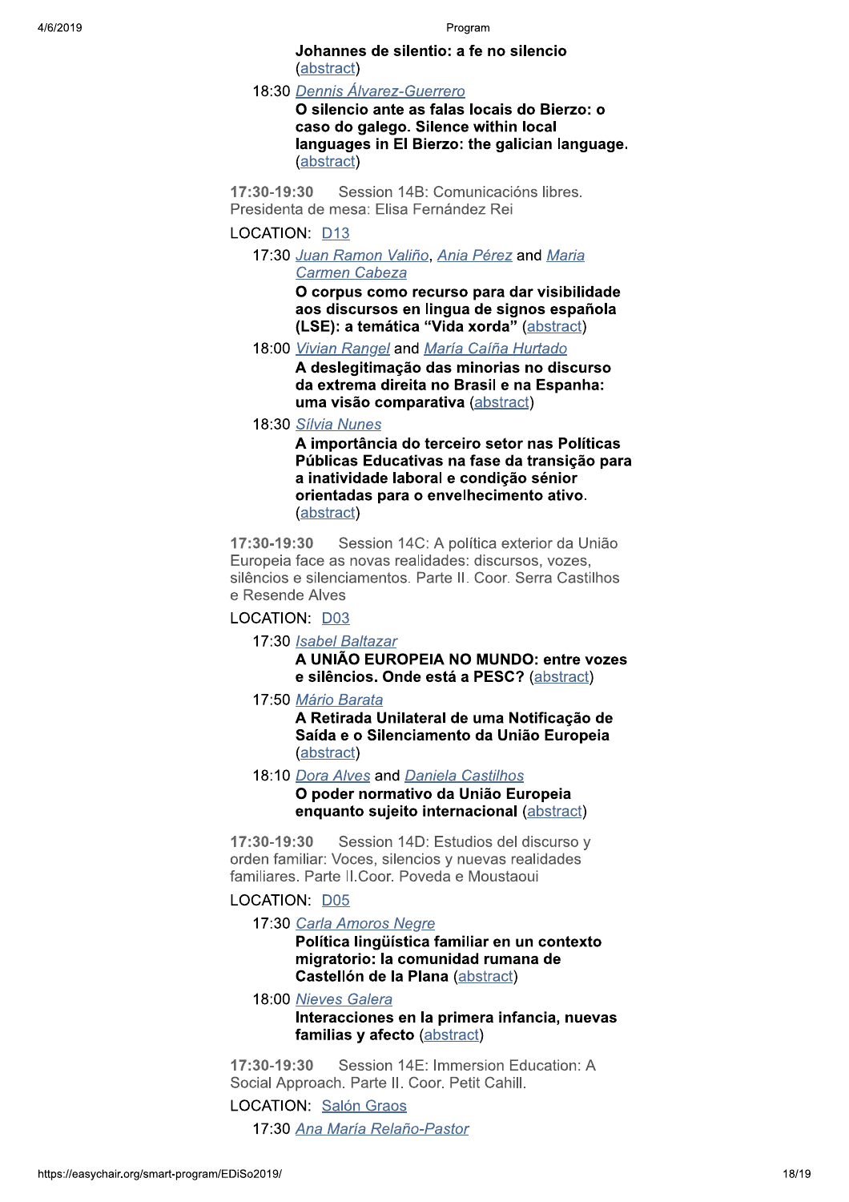**Johannes de silentio: a fe no silencio** (abstract)

18:30 *Dennis Álvarez-Guerrero*
**O silencio ante as falas locais do Bierzo: o caso do galego. Silence within local languages in El Bierzo: the galician language.** (abstract)

**17:30-19:30** Session 14B: Comunicacións libres. Presidenta de mesa: Elisa Fernández Rei

LOCATION: D13

17:30 *Juan Ramon Valiño*, *Ania Pérez* and *Maria Carmen Cabeza*
**O corpus como recurso para dar visibilidade aos discursos en lingua de signos española (LSE): a temática "Vida xorda"** (abstract)

18:00 *Vivian Rangel* and *María Caíña Hurtado*
**A deslegitimação das minorias no discurso da extrema direita no Brasil e na Espanha: uma visão comparativa** (abstract)

18:30 *Sílvia Nunes*
**A importância do terceiro setor nas Políticas Públicas Educativas na fase da transição para a inatividade laboral e condição sénior orientadas para o envelhecimento ativo.** (abstract)

**17:30-19:30** Session 14C: A política exterior da União Europeia face as novas realidades: discursos, vozes, silêncios e silenciamentos. Parte II. Coor. Serra Castilhos e Resende Alves

LOCATION: D03

17:30 *Isabel Baltazar*
**A UNIÃO EUROPEIA NO MUNDO: entre vozes e silêncios. Onde está a PESC?** (abstract)

17:50 *Mário Barata*
**A Retirada Unilateral de uma Notificação de Saída e o Silenciamento da União Europeia** (abstract)

18:10 *Dora Alves* and *Daniela Castilhos*
**O poder normativo da União Europeia enquanto sujeito internacional** (abstract)

**17:30-19:30** Session 14D: Estudios del discurso y orden familiar: Voces, silencios y nuevas realidades familiares. Parte II.Coor. Poveda e Moustaoui

LOCATION: D05

17:30 *Carla Amoros Negre*
**Política lingüística familiar en un contexto migratorio: la comunidad rumana de Castellón de la Plana** (abstract)

18:00 *Nieves Galera*
**Interacciones en la primera infancia, nuevas familias y afecto** (abstract)

**17:30-19:30** Session 14E: Immersion Education: A Social Approach. Parte II. Coor. Petit Cahill.

LOCATION: Salón Graos

17:30 *Ana María Relaño-Pastor*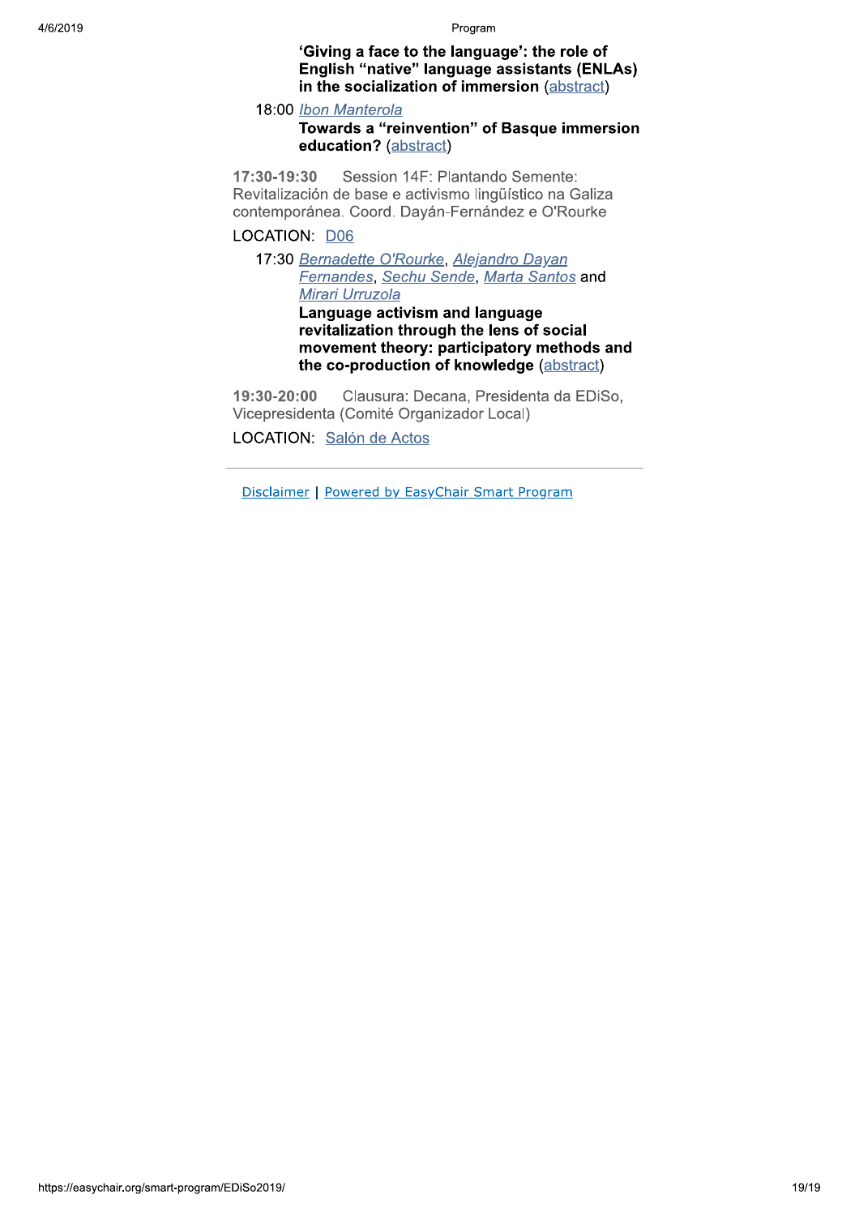**'Giving a face to the language': the role of English "native" language assistants (ENLAs) in the socialization of immersion** (abstract)

18:00 *Ibon Manterola*

**Towards a "reinvention" of Basque immersion education?** (abstract)

**17:30-19:30** Session 14F: Plantando Semente: Revitalización de base e activismo lingüístico na Galiza contemporánea. Coord. Dayán-Fernández e O'Rourke

LOCATION: D06

17:30 *Bernadette O'Rourke*, *Alejandro Dayan Fernandes*, *Sechu Sende*, *Marta Santos* and *Mirari Urruzola*

**Language activism and language revitalization through the lens of social movement theory: participatory methods and the co-production of knowledge** (abstract)

**19:30-20:00** Clausura: Decana, Presidenta da EDiSo, Vicepresidenta (Comité Organizador Local)

LOCATION: Salón de Actos

---

Disclaimer | Powered by EasyChair Smart Program